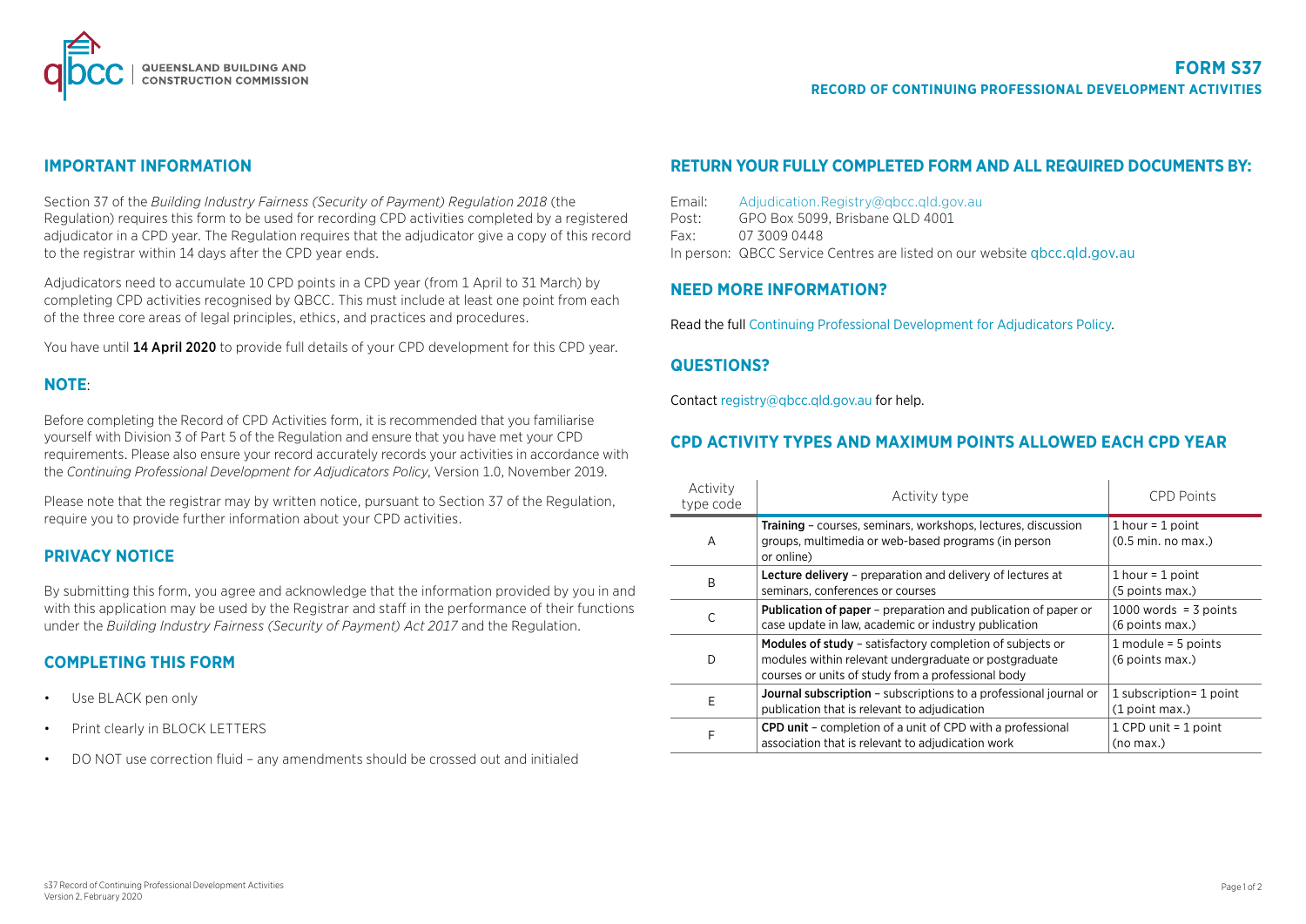QUEENSLAND BUILDING AND CONSTRUCTION COMMISSION

# FORM S37

## RECORD OF CONTINUING PROFESSIONAL DEVELOPMENT ACTIVITIES

## IMPORTANT INFORMATION

Section 37 of the *Building Industry Fairness (Security of Payment) Regulation 2018* (the Regulation) requires this form to be used for recording CPD activities completed by a registered adjudicator in a CPD year. The Regulation requires that the adjudicator give a copy of this record to the registrar within 14 days after the CPD year ends.

Adjudicators need to accumulate 10 CPD points in a CPD year (from 1 April to 31 March) by completing CPD activities recognised by QBCC. This must include at least one point from each of the three core areas of legal principles, ethics, and practices and procedures.

You have until **14 April 2020** to provide full details of your CPD development for this CPD year.

## NOTE:

Before completing the Record of CPD Activities form, it is recommended that you familiarise yourself with Division 3 of Part 5 of the Regulation and ensure that you have met your CPD requirements. Please also ensure your record accurately records your activities in accordance with the *Continuing Professional Development for Adjudicators Policy*, Version 1.0, November 2019.

Please note that the registrar may by written notice, pursuant to Section 37 of the Regulation, require you to provide further information about your CPD activities.

## PRIVACY NOTICE

By submitting this form, you agree and acknowledge that the information provided by you in and with this application may be used by the Registrar and staff in the performance of their functions under the *Building Industry Fairness (Security of Payment) Act 2017* and the Regulation.

## COMPLETING THIS FORM

- Use BLACK pen only
- Print clearly in BLOCK LETTERS
- DO NOT use correction fluid – any amendments should be crossed out and initialed

## RETURN YOUR FULLY COMPLETED FORM AND ALL REQUIRED DOCUMENTS BY:

Email: Adjudication.Registry@qbcc.qld.gov.au
Post: GPO Box 5099, Brisbane QLD 4001
Fax: 07 3009 0448
In person: QBCC Service Centres are listed on our website qbcc.qld.gov.au

## NEED MORE INFORMATION?

Read the full Continuing Professional Development for Adjudicators Policy.

## QUESTIONS?

Contact registry@qbcc.qld.gov.au for help.

## CPD ACTIVITY TYPES AND MAXIMUM POINTS ALLOWED EACH CPD YEAR

| Activity type code | Activity type | CPD Points |
|---|---|---|
| A | **Training** – courses, seminars, workshops, lectures, discussion groups, multimedia or web-based programs (in person or online) | 1 hour = 1 point (0.5 min. no max.) |
| B | **Lecture delivery** – preparation and delivery of lectures at seminars, conferences or courses | 1 hour = 1 point (5 points max.) |
| C | **Publication of paper** – preparation and publication of paper or case update in law, academic or industry publication | 1000 words = 3 points (6 points max.) |
| D | **Modules of study** – satisfactory completion of subjects or modules within relevant undergraduate or postgraduate courses or units of study from a professional body | 1 module = 5 points (6 points max.) |
| E | **Journal subscription** – subscriptions to a professional journal or publication that is relevant to adjudication | 1 subscription= 1 point (1 point max.) |
| F | **CPD unit** – completion of a unit of CPD with a professional association that is relevant to adjudication work | 1 CPD unit = 1 point (no max.) |

s37 Record of Continuing Professional Development Activities
Version 2, February 2020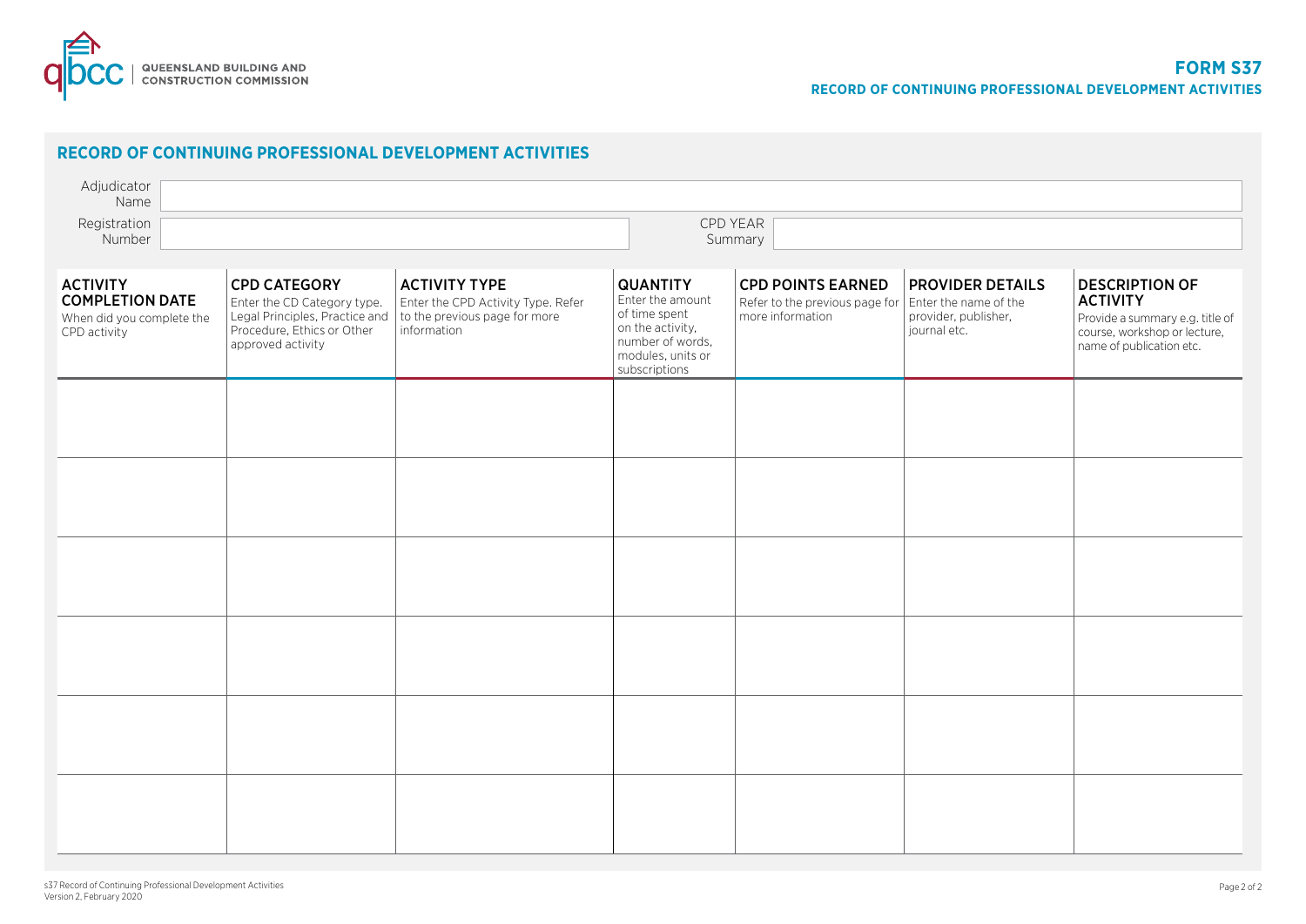QUEENSLAND BUILDING AND CONSTRUCTION COMMISSION

# FORM S37

## RECORD OF CONTINUING PROFESSIONAL DEVELOPMENT ACTIVITIES

## RECORD OF CONTINUING PROFESSIONAL DEVELOPMENT ACTIVITIES

Adjudicator Name

Registration Number

CPD YEAR Summary

| ACTIVITY COMPLETION DATE<br>When did you complete the CPD activity | CPD CATEGORY<br>Enter the CD Category type. Legal Principles, Practice and Procedure, Ethics or Other approved activity | ACTIVITY TYPE<br>Enter the CPD Activity Type. Refer to the previous page for more information | QUANTITY<br>Enter the amount of time spent on the activity, number of words, modules, units or subscriptions | CPD POINTS EARNED<br>Refer to the previous page for more information | PROVIDER DETAILS<br>Enter the name of the provider, publisher, journal etc. | DESCRIPTION OF ACTIVITY<br>Provide a summary e.g. title of course, workshop or lecture, name of publication etc. |
|---|---|---|---|---|---|---|
| | | | | | | |
| | | | | | | |
| | | | | | | |
| | | | | | | |
| | | | | | | |
| | | | | | | |

s37 Record of Continuing Professional Development Activities
Version 2, February 2020